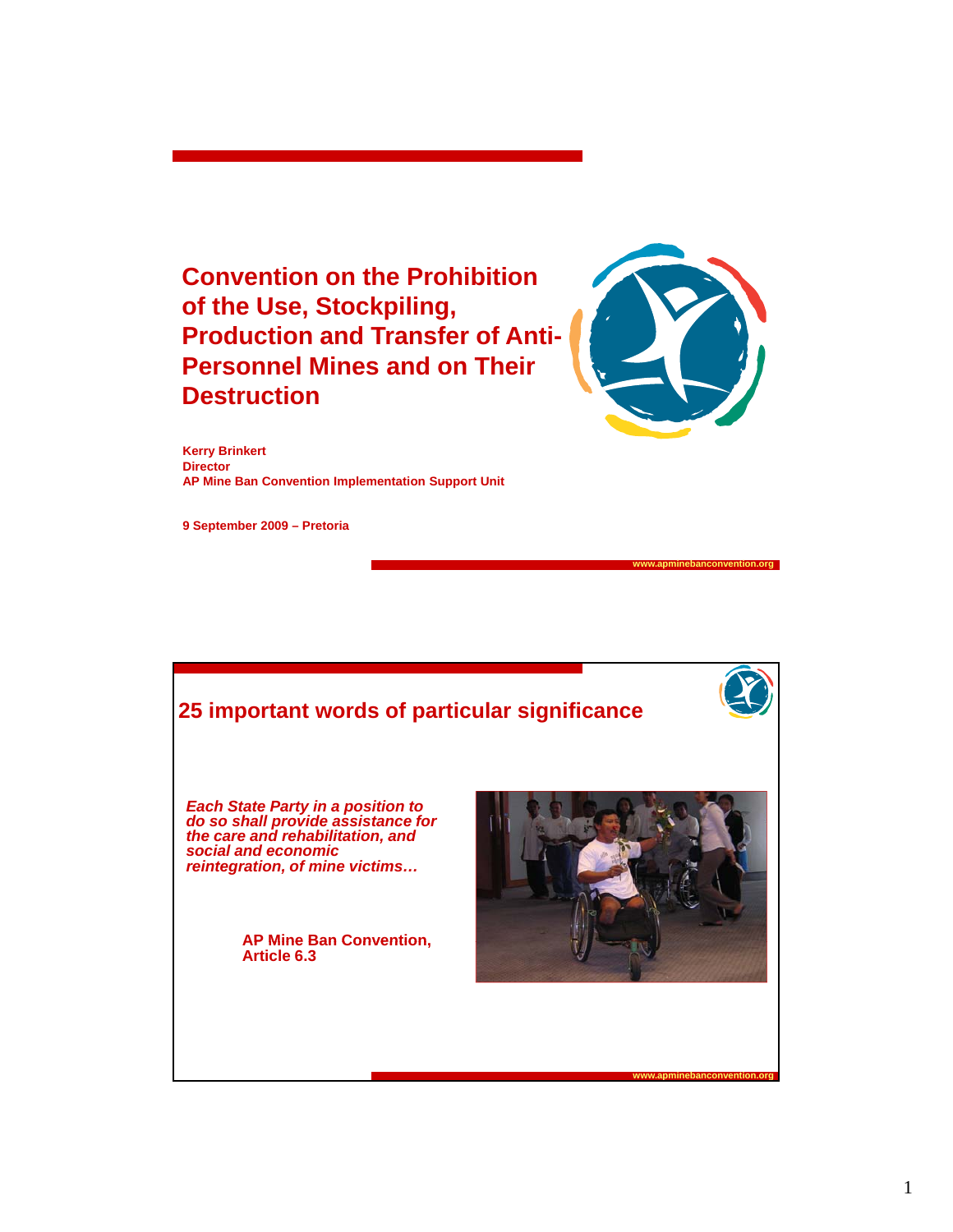# Convention on the Prohibition of the Use, Stockpiling, Production and Transfer of Anti-Personnel Mines and on Their Destruction

**Kerry Brinkert**
**Director**
**AP Mine Ban Convention Implementation Support Unit**

**9 September 2009 – Pretoria**

www.apminebanconvention.org

---

## 25 important words of particular significance

***Each State Party in a position to do so shall provide assistance for the care and rehabilitation, and social and economic reintegration, of mine victims…***

**AP Mine Ban Convention, Article 6.3**

www.apminebanconvention.org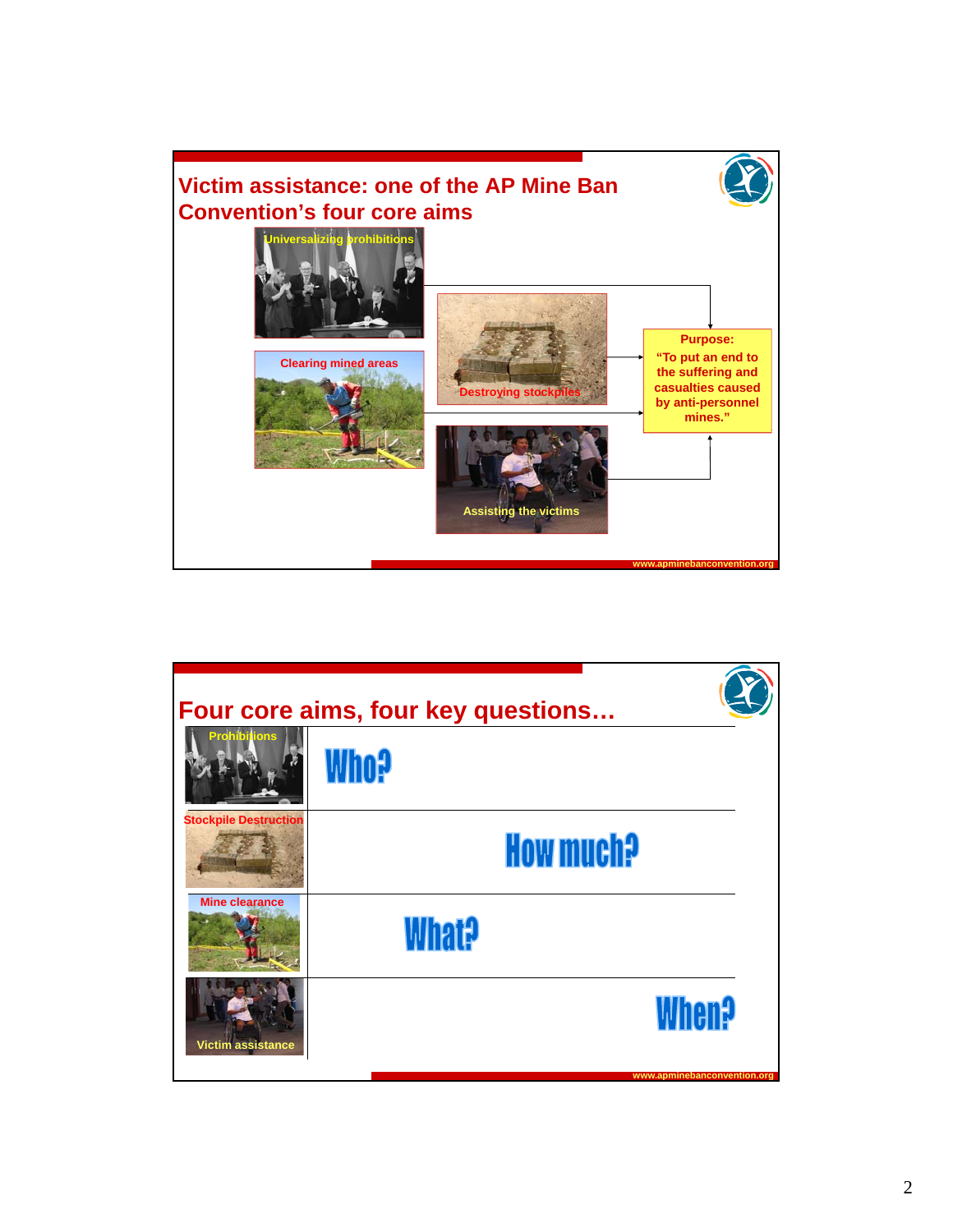## Victim assistance: one of the AP Mine Ban Convention's four core aims

Universalizing prohibitions

Clearing mined areas

Destroying stockpiles

Assisting the victims

**Purpose:**
**"To put an end to the suffering and casualties caused by anti-personnel mines."**

www.apminebanconvention.org

## Four core aims, four key questions…

| | |
|---|---|
| Prohibitions | Who? |
| Stockpile Destruction | How much? |
| Mine clearance | What? |
| Victim assistance | When? |

www.apminebanconvention.org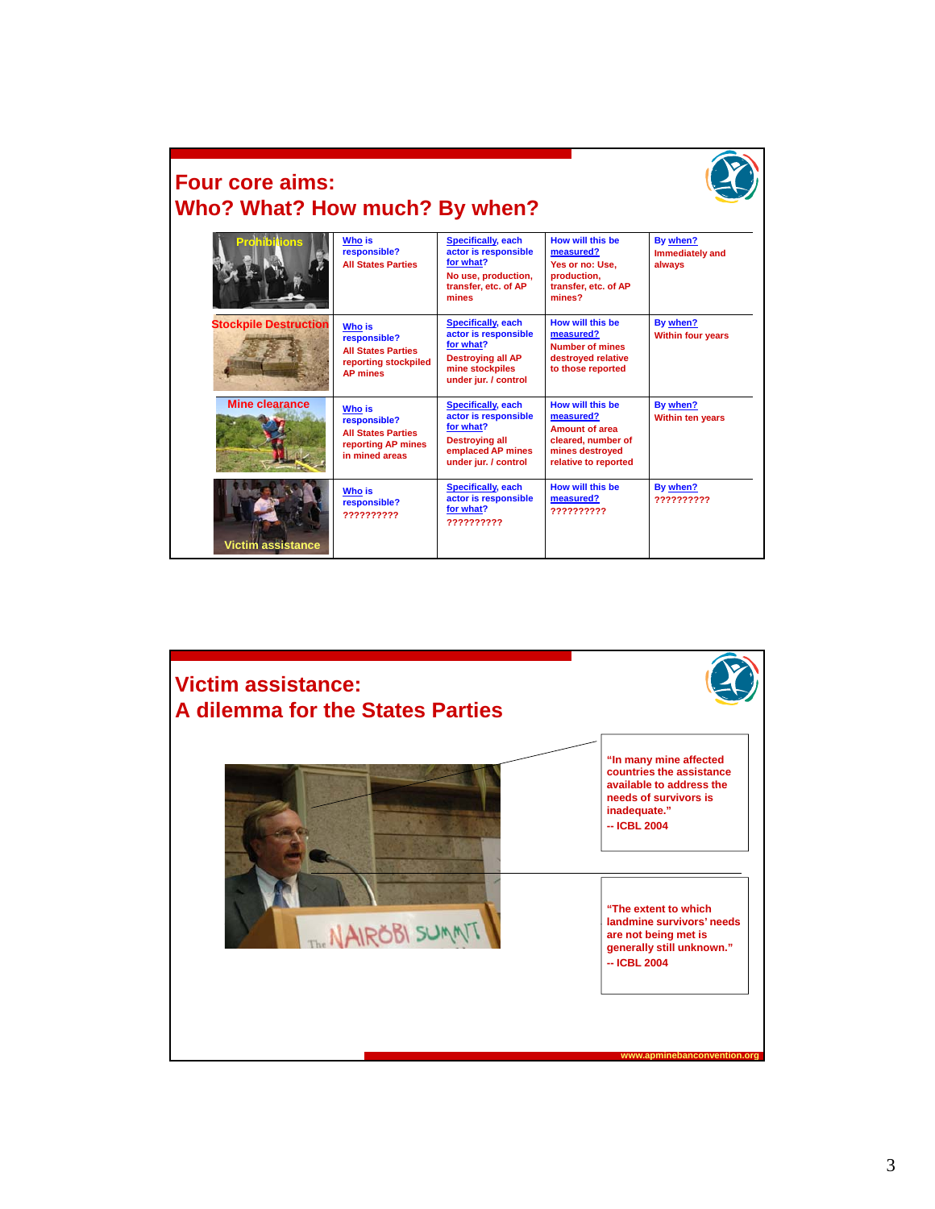# Four core aims:
# Who? What? How much? By when?

| | Who is responsible? | Specifically, each actor is responsible for what? | How will this be measured? | By when? |
|---|---|---|---|---|
| Prohibitions | All States Parties | No use, production, transfer, etc. of AP mines | Yes or no: Use, production, transfer, etc. of AP mines? | Immediately and always |
| Stockpile Destruction | All States Parties reporting stockpiled AP mines | Destroying all AP mine stockpiles under jur. / control | Number of mines destroyed relative to those reported | Within four years |
| Mine clearance | All States Parties reporting AP mines in mined areas | Destroying all emplaced AP mines under jur. / control | Amount of area cleared, number of mines destroyed relative to reported | Within ten years |
| Victim assistance | ?????????? | ?????????? | ?????????? | ?????????? |

# Victim assistance:
# A dilemma for the States Parties

"In many mine affected countries the assistance available to address the needs of survivors is inadequate."
-- ICBL 2004

"The extent to which landmine survivors' needs are not being met is generally still unknown."
-- ICBL 2004

www.apminebanconvention.org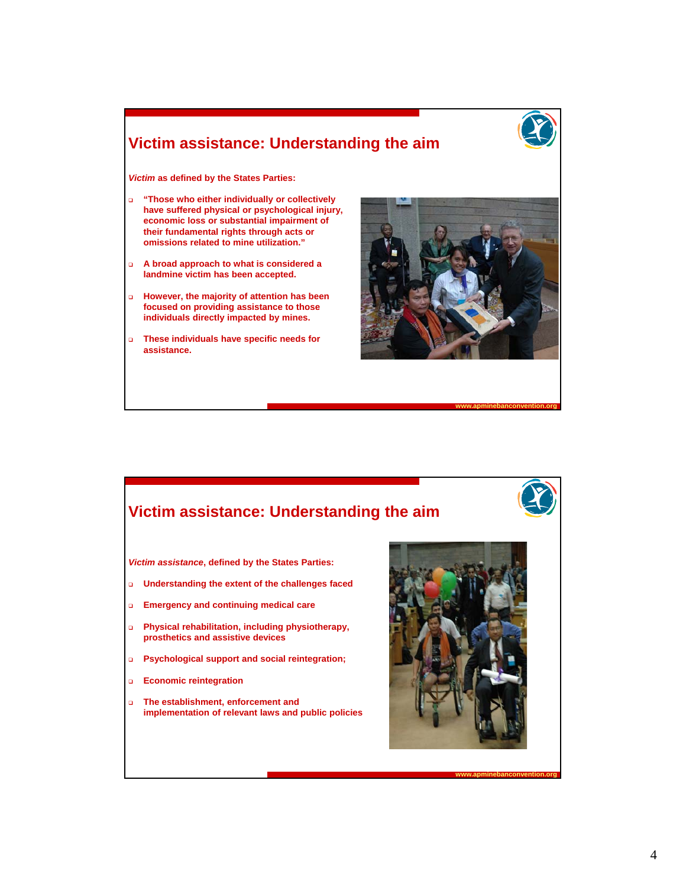## Victim assistance: Understanding the aim

***Victim*** **as defined by the States Parties:**

- **"Those who either individually or collectively have suffered physical or psychological injury, economic loss or substantial impairment of their fundamental rights through acts or omissions related to mine utilization."**
- **A broad approach to what is considered a landmine victim has been accepted.**
- **However, the majority of attention has been focused on providing assistance to those individuals directly impacted by mines.**
- **These individuals have specific needs for assistance.**

www.apminebanconvention.org

## Victim assistance: Understanding the aim

***Victim assistance*****, defined by the States Parties:**

- **Understanding the extent of the challenges faced**
- **Emergency and continuing medical care**
- **Physical rehabilitation, including physiotherapy, prosthetics and assistive devices**
- **Psychological support and social reintegration;**
- **Economic reintegration**
- **The establishment, enforcement and implementation of relevant laws and public policies**

www.apminebanconvention.org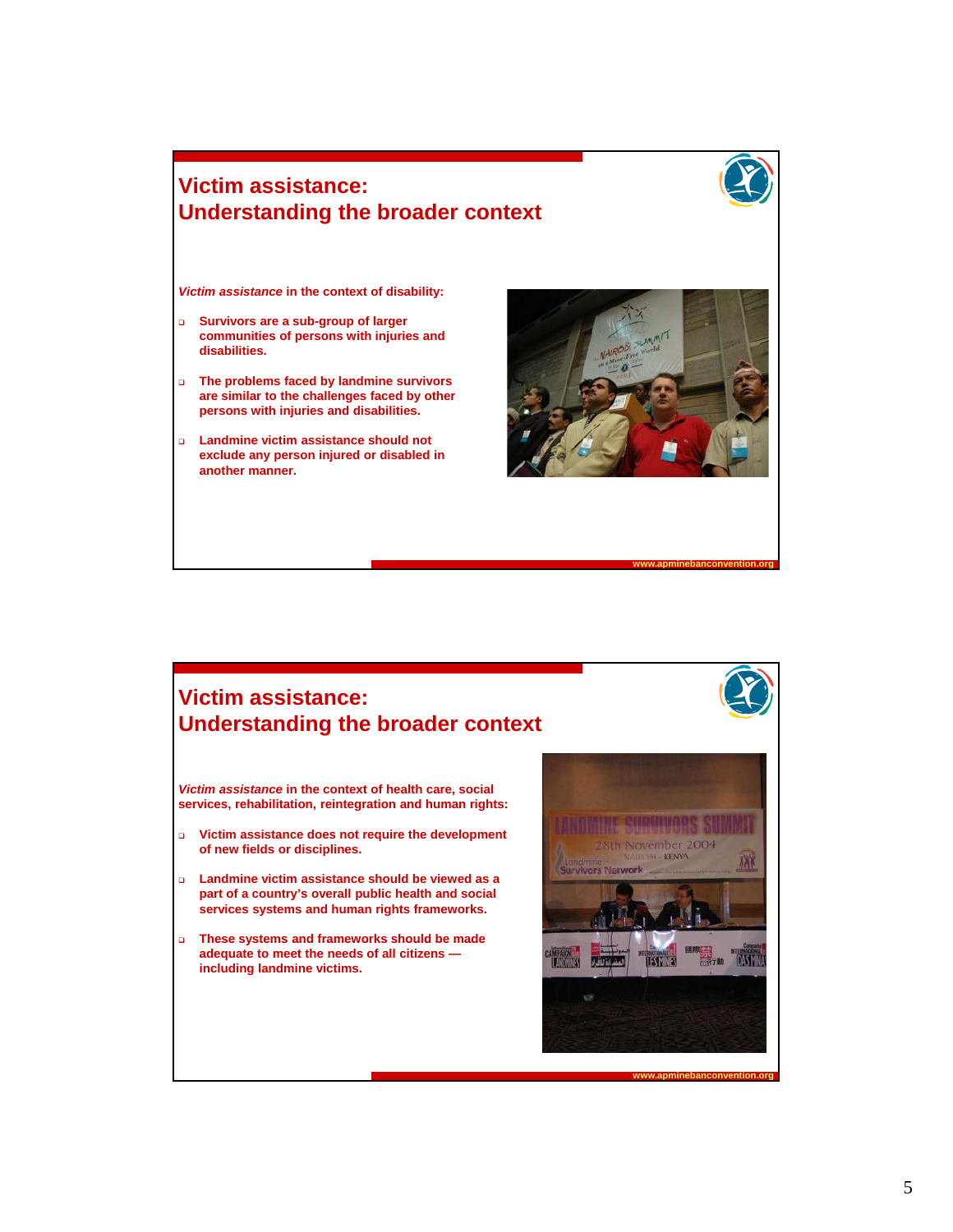## Victim assistance: Understanding the broader context

***Victim assistance*** **in the context of disability:**

- **Survivors are a sub-group of larger communities of persons with injuries and disabilities.**
- **The problems faced by landmine survivors are similar to the challenges faced by other persons with injuries and disabilities.**
- **Landmine victim assistance should not exclude any person injured or disabled in another manner.**

www.apminebanconvention.org

## Victim assistance: Understanding the broader context

***Victim assistance*** **in the context of health care, social services, rehabilitation, reintegration and human rights:**

- **Victim assistance does not require the development of new fields or disciplines.**
- **Landmine victim assistance should be viewed as a part of a country's overall public health and social services systems and human rights frameworks.**
- **These systems and frameworks should be made adequate to meet the needs of all citizens — including landmine victims.**

www.apminebanconvention.org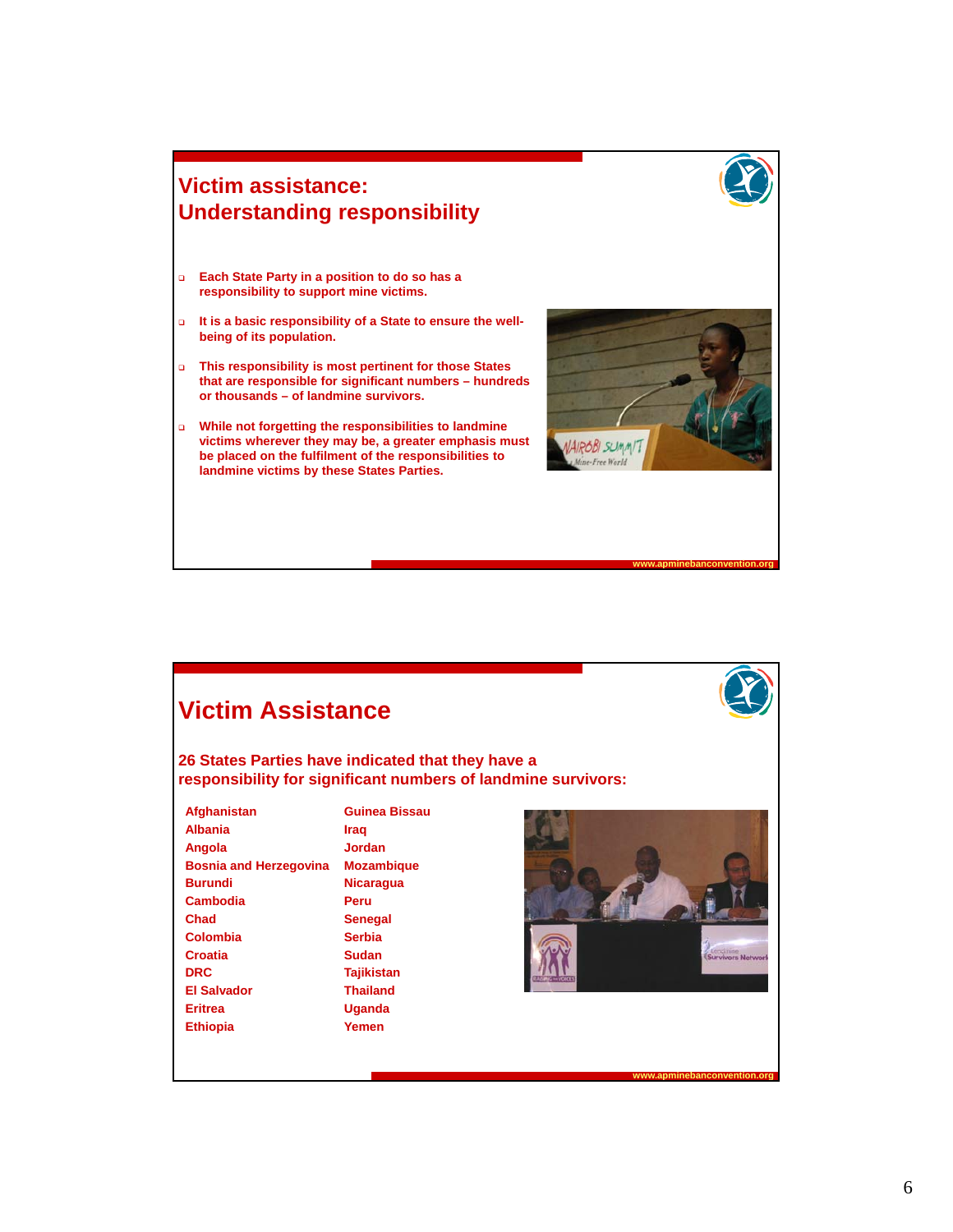## Victim assistance: Understanding responsibility

- Each State Party in a position to do so has a responsibility to support mine victims.
- It is a basic responsibility of a State to ensure the well-being of its population.
- This responsibility is most pertinent for those States that are responsible for significant numbers – hundreds or thousands – of landmine survivors.
- While not forgetting the responsibilities to landmine victims wherever they may be, a greater emphasis must be placed on the fulfilment of the responsibilities to landmine victims by these States Parties.

www.apminebanconvention.org

## Victim Assistance

**26 States Parties have indicated that they have a responsibility for significant numbers of landmine survivors:**

- Afghanistan
- Albania
- Angola
- Bosnia and Herzegovina
- Burundi
- Cambodia
- Chad
- Colombia
- Croatia
- DRC
- El Salvador
- Eritrea
- Ethiopia
- Guinea Bissau
- Iraq
- Jordan
- Mozambique
- Nicaragua
- Peru
- Senegal
- Serbia
- Sudan
- Tajikistan
- Thailand
- Uganda
- Yemen

www.apminebanconvention.org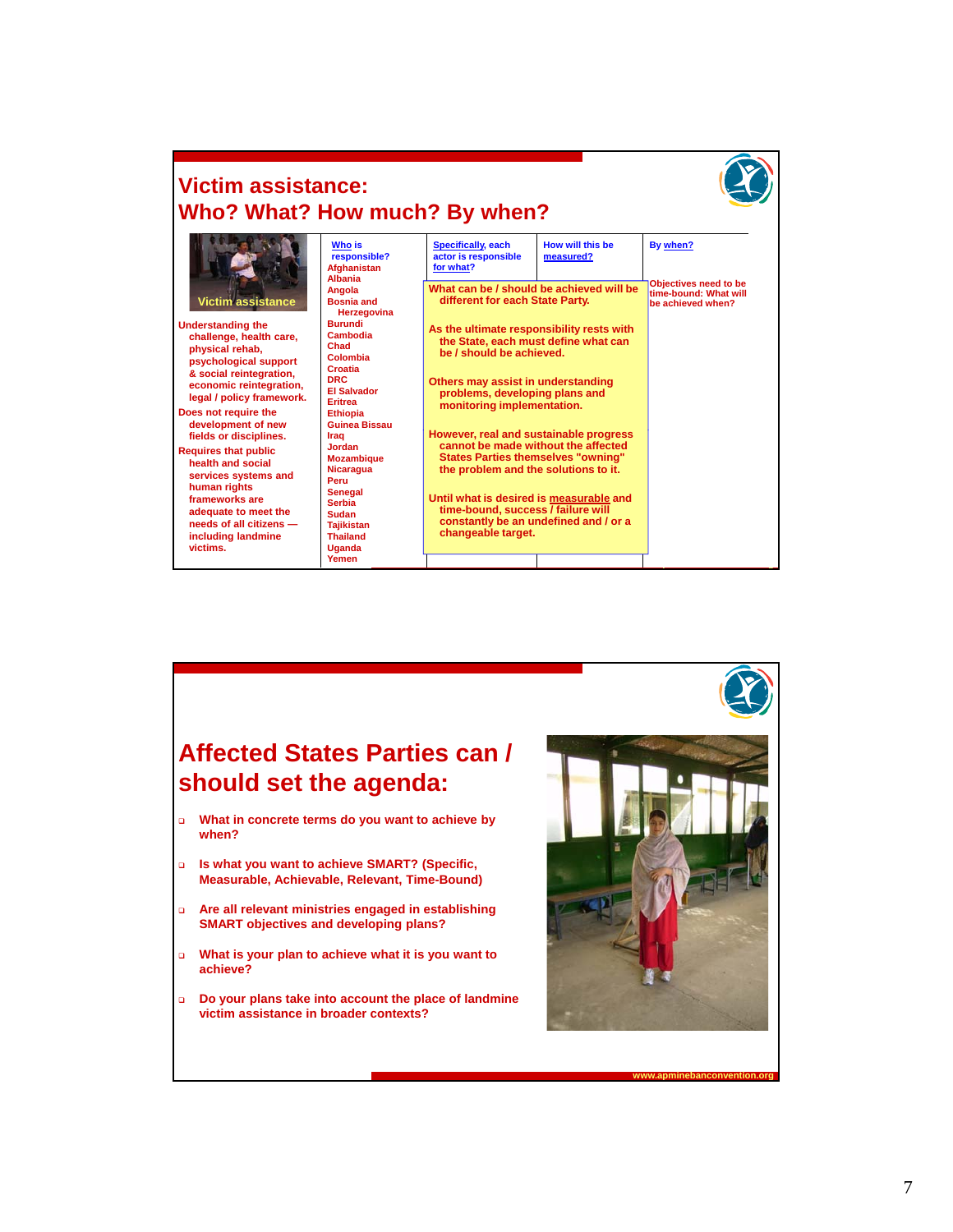# Victim assistance: Who? What? How much? By when?

Victim assistance

Understanding the challenge, health care, physical rehab, psychological support & social reintegration, economic reintegration, legal / policy framework.

Does not require the development of new fields or disciplines.

Requires that public health and social services systems and human rights frameworks are adequate to meet the needs of all citizens — including landmine victims.

| Who is responsible? | Specifically, each actor is responsible for what? | How will this be measured? | By when? |
|---|---|---|---|
| Afghanistan, Albania, Angola, Bosnia and Herzegovina, Burundi, Cambodia, Chad, Colombia, Croatia, DRC, El Salvador, Eritrea, Ethiopia, Guinea Bissau, Iraq, Jordan, Mozambique, Nicaragua, Peru, Senegal, Serbia, Sudan, Tajikistan, Thailand, Uganda, Yemen | | | Objectives need to be time-bound: What will be achieved when? |

What can be / should be achieved will be different for each State Party.

As the ultimate responsibility rests with the State, each must define what can be / should be achieved.

Others may assist in understanding problems, developing plans and monitoring implementation.

However, real and sustainable progress cannot be made without the affected States Parties themselves "owning" the problem and the solutions to it.

Until what is desired is measurable and time-bound, success / failure will constantly be an undefined and / or a changeable target.

# Affected States Parties can / should set the agenda:

- What in concrete terms do you want to achieve by when?
- Is what you want to achieve SMART? (Specific, Measurable, Achievable, Relevant, Time-Bound)
- Are all relevant ministries engaged in establishing SMART objectives and developing plans?
- What is your plan to achieve what it is you want to achieve?
- Do your plans take into account the place of landmine victim assistance in broader contexts?

www.apminebanconvention.org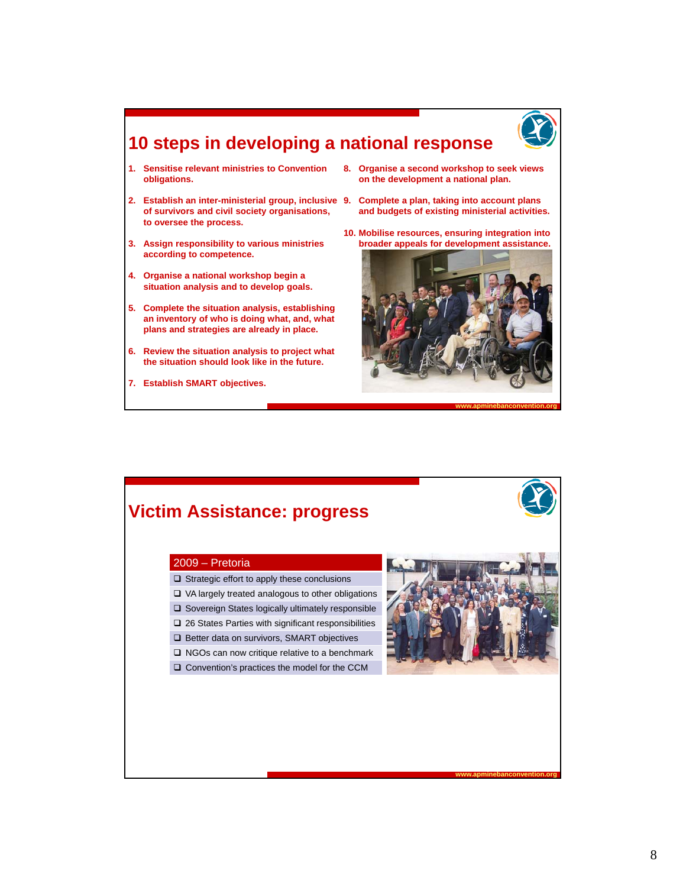## 10 steps in developing a national response

1. Sensitise relevant ministries to Convention obligations.
2. Establish an inter-ministerial group, inclusive of survivors and civil society organisations, to oversee the process.
3. Assign responsibility to various ministries according to competence.
4. Organise a national workshop begin a situation analysis and to develop goals.
5. Complete the situation analysis, establishing an inventory of who is doing what, and, what plans and strategies are already in place.
6. Review the situation analysis to project what the situation should look like in the future.
7. Establish SMART objectives.
8. Organise a second workshop to seek views on the development a national plan.
9. Complete a plan, taking into account plans and budgets of existing ministerial activities.
10. Mobilise resources, ensuring integration into broader appeals for development assistance.

www.apminebanconvention.org

## Victim Assistance: progress

**2009 – Pretoria**

- Strategic effort to apply these conclusions
- VA largely treated analogous to other obligations
- Sovereign States logically ultimately responsible
- 26 States Parties with significant responsibilities
- Better data on survivors, SMART objectives
- NGOs can now critique relative to a benchmark
- Convention's practices the model for the CCM

www.apminebanconvention.org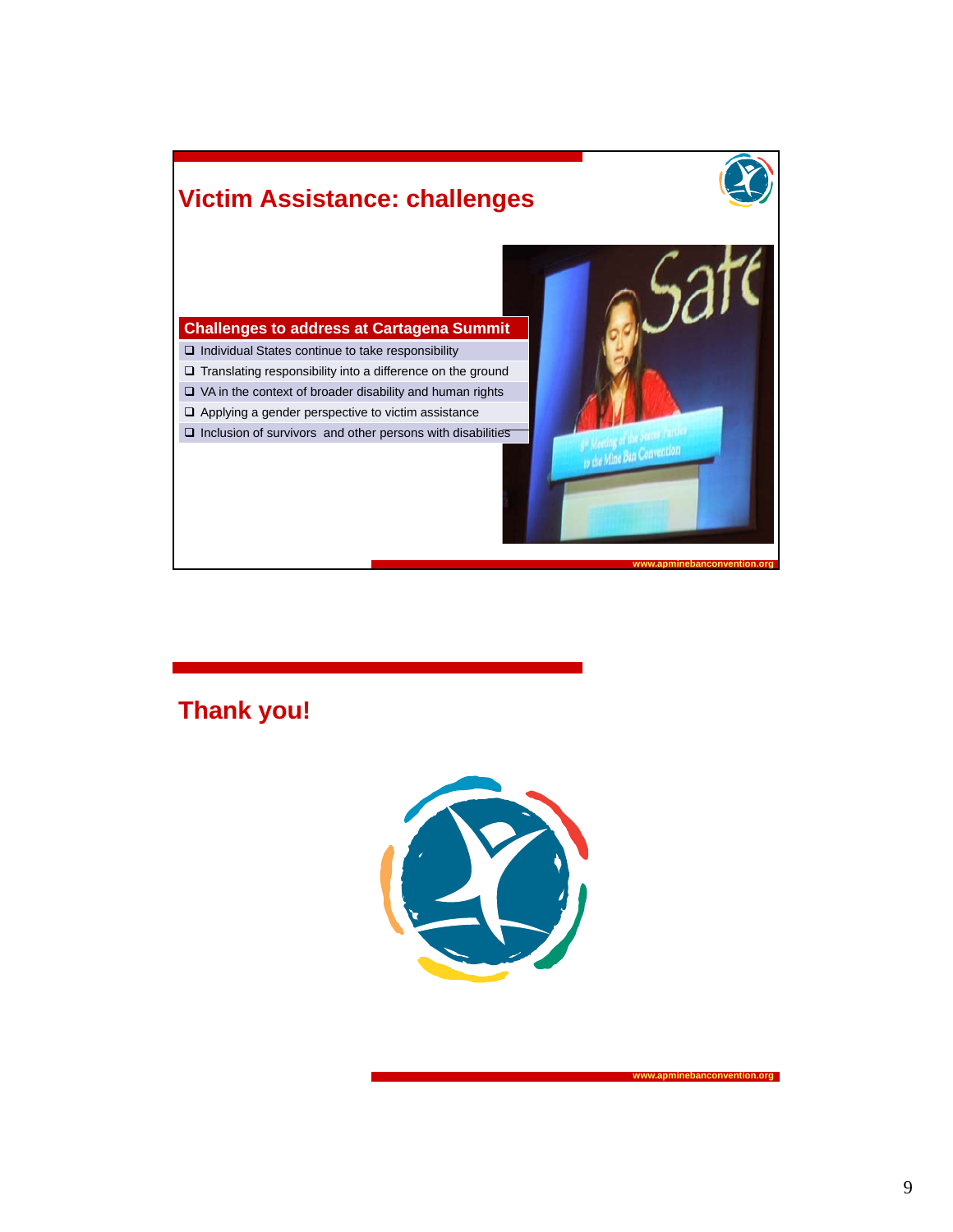# Victim Assistance: challenges

**Challenges to address at Cartagena Summit**

- Individual States continue to take responsibility
- Translating responsibility into a difference on the ground
- VA in the context of broader disability and human rights
- Applying a gender perspective to victim assistance
- Inclusion of survivors and other persons with disabilities

www.apminebanconvention.org

# Thank you!

www.apminebanconvention.org